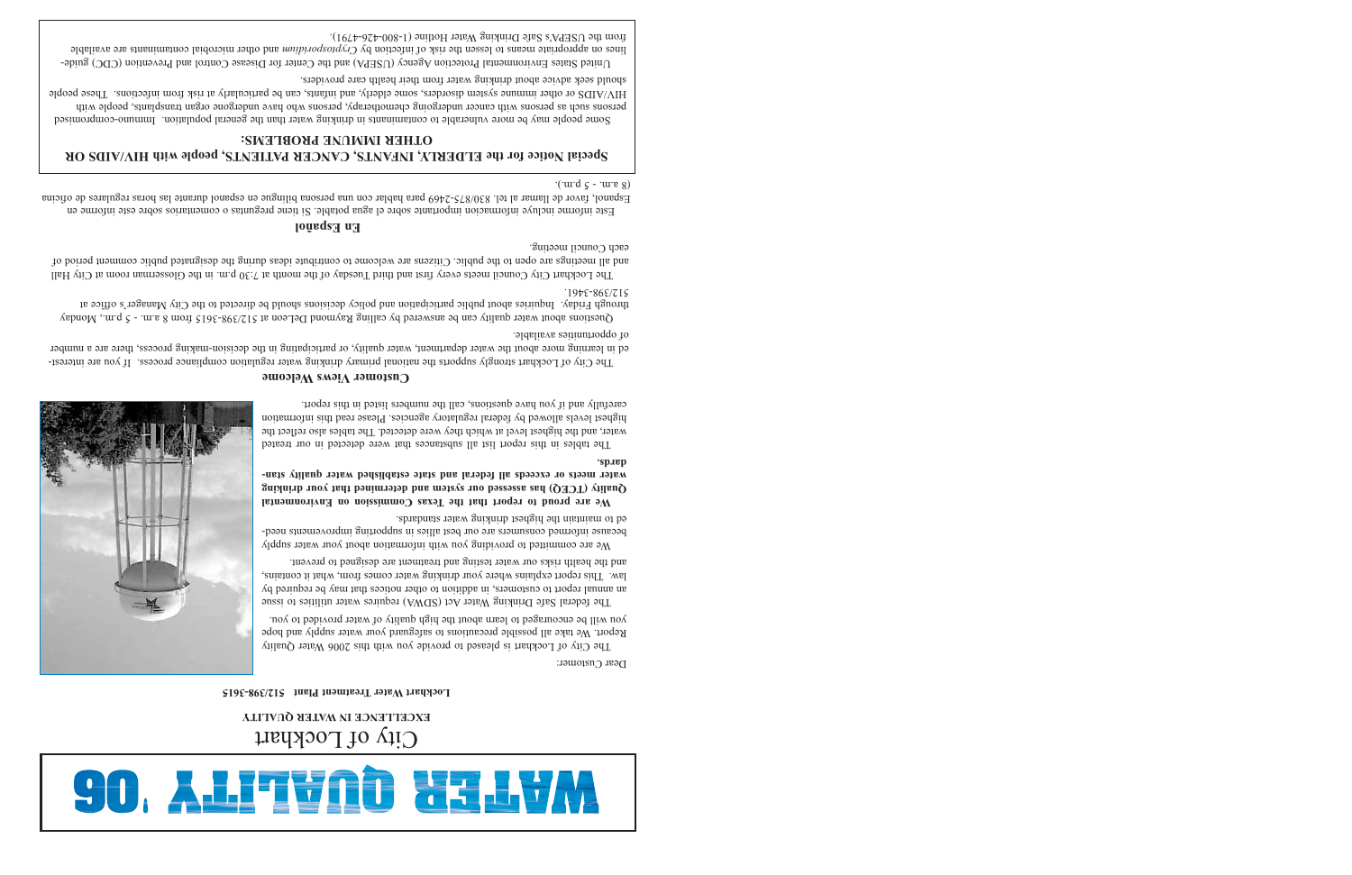# WATER QUALITY '06

## City of Lockhart

**EXCELLENCE IN WATER QUALITY**

**Lockhart Water Treatment Plant 512/398-3615**

Dear Customer:

The City of Lockhart is pleased to provide you with this 2006 Water Quality Report. We take all possible precautions to safeguard your water supply and hope you will be encouraged to learn about the high quality of water provided to you.

The federal Safe Drinking Water Act (SDWA) requires water utilities to issue an annual report to customers, in addition to other notices that may be required by law. This report explains where your drinking water comes from, what it contains, and the health risks our water testing and treatment are designed to prevent.

We are committed to providing you with information about your water supply because informed consumers are our best allies in supporting improvements needed to maintain the highest drinking water standards.

**We are proud to report that the Texas Commission on Environmental Quality (TCEQ) has assessed our system and determined that your drinking water meets or exceeds all federal and state established water quality standards.**

The tables in this report list all substances that were detected in our treated water, and the highest level at which they were detected. The tables also reflect the highest levels allowed by federal regulatory agencies. Please read this information carefully and if you have questions, call the numbers listed in this report.

### Customer Views Welcome

The City of Lockhart strongly supports the national primary drinking water regulation compliance process. If you are interested in learning more about the water department, water quality, or participating in the decision-making process, there are a number of opportunities available.

Questions about water quality can be answered by calling Raymond DeLeon at 512/398-3615 from 8 a.m. - 5 p.m., Monday through Friday. Inquiries about public participation and policy decisions should be directed to the City Manager's office at 512/398-3461.

The Lockhart City Council meets every first and third Tuesday of the month at 7:30 p.m. in the Glossermann room at City Hall and all meetings are open to the public. Citizens are welcome to contribute ideas during the designated public comment period of each Council meeting.

### En Español

Este informe incluye información importante sobre el agua potable. Si tiene preguntas o comentarios sobre este informe en Español, favor de llamar al tel. 830/875-2469 para hablar con una persona bilingüe en español durante las horas regulares de oficina (8 a.m. - 5 p.m.).

### Special Notice for the ELDERLY, INFANTS, CANCER PATIENTS, people with HIV/AIDS OR OTHER IMMUNE PROBLEMS:

Some people may be more vulnerable to contaminants in drinking water than the general population. Immuno-compromised persons such as persons with cancer undergoing chemotherapy, persons who have undergone organ transplants, people with HIV/AIDS or other immune system disorders, some elderly, and infants, can be particularly at risk from infections. These people should seek advice about drinking water from their health care providers.

United States Environmental Protection Agency (USEPA) and the Center for Disease Control and Prevention (CDC) guidelines on appropriate means to lessen the risk of infection by *Cryptosporidium* and other microbial contaminants are available from the USEPA's Safe Drinking Water Hotline (1-800-426-4791).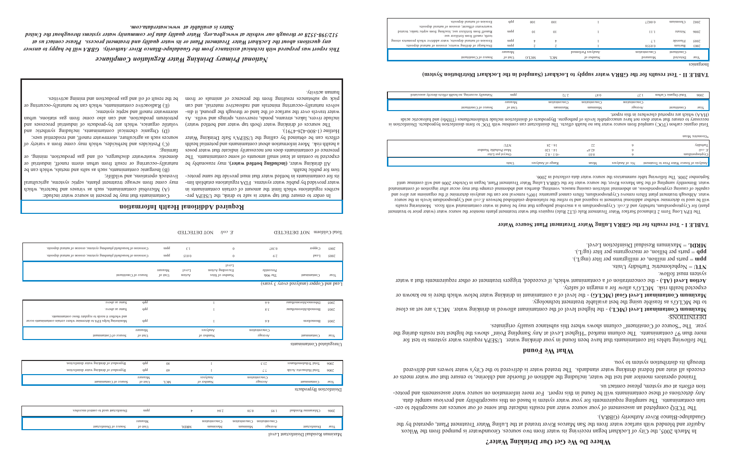## Where Do We Get Our Drinking Water?

In March 2005, the City of Lockhart began receiving its water from two sources. Groundwater is pumped from the Wilcox Aquifer and blended with surface water from the San Marcos River treated at the Luling Water Treatment Plant, operated by the Guadalupe-Blanco River Authority (GBRA).

The TCEQ completed an assessment of your source water and results indicate that some of our sources are susceptible to certain contaminants. The sampling requirements for your water system is based on this susceptibility and previous sample data. Any detections of these contaminants will be found in this report. For more information on source water assessments and protection efforts at our system, please contact us.

Trained operators monitor and test the water, including the addition of fluoride and chlorine, to ensure that our water meets or exceeds all state and federal drinking water standards. The treated water is delivered to the City's water towers and delivered through its distribution system to you.

## What We Found

The following tables list contaminants that have been found in your drinking water. USEPA requires water systems to test for more than 97 contaminants. The column marked "Highest Level at Any Sampling Point" shows the highest test results during the year. The "Source of Constituent" column shows where this substance usually originates.

DEFINITIONS:

**Maximum Contaminant Level (MCL)** - the highest level of the contaminant allowed in drinking water. MCL's are set as close to the MCLG's as feasible using the best available treatment technology.

**Maximum Contaminant Level Goal (MCLG)** - the level of a contaminant in drinking water below which there is no known or expected health risk. MCLG's allow for a margin of safety.

**Action Level (AL)** - the concentration of a contaminant which, if exceeded, triggers treatment or other requirements that a water system must follow.

**NTU** = Nephelometric Turbidity Units.

**ppm** = parts per million, or milligrams per liter (mg/L).

**ppb** = parts per billion, or micrograms per liter (ug/L).

**MRDL** = Maximum Residual Disinfection Level.

### TABLE I - Test results for the GBRA Luling Water Treatment Plant Source Water

The EPA Long Term 2 Enhanced Surface Water Treatment Rule (LT2 Rule) requires that water treatment plants monitor the source water (water prior to treatment plant) for Cryptosporidium, turbidity and *E. coli*. Cryptosporidium is a microbial pathogen that may be found in water contaminated with feces. Monitoring results will be used to determine whether additional treatment is required and to refine the relationship established between *E.coli* and Cryptosporidium levels in the source water. Although treatment plant filters remove Cryptosporidium, filters cannot guarantee 100% removal nor can the analysis determine if the organisms are alive and capable of causing cryptosporidiosis, an abdominal infection causing nausea, vomiting, diarrhea and abdominal cramps that may occur after ingestion of contaminated water. Bimonthly sampling of the San Marcos River, the source water for the GBRA Luling Water Treatment Plant, began in October 2006 and will continue until September 2008. The following table summarizes the source water data collected in 2006.

| Analysis of Source Water Prior to Treatment | No. of Analyses | Mean | Range of Analyses | Units |
|---|---|---|---|---|
| Cryptosporidium | 6 | 0.03 | <0.1 - 0.2 | Oocysts per Liter |
| *E. coli* | 6 | 42.4* | 14 - 120 | Most Probable Number |
| Turbidity | 6 | 22 | 16 - 28 | NTU |

*Geometric Mean

Total organic carbon (TOC) sampled from source water has no health effects. The disinfectant can combine with TOC to form disinfection byproducts. Disinfection is necessary to ensure that water does not have unacceptable levels of pathogens. Byproducts of disinfection include trihalomethanes (THMs) and haloacetic acids (HAA) which are reported elsewhere in this report.

| Year | Constituent | Average Concentration | Minimum Concentration | Maximum Concentration | Unit of Measure | Source of Constituent |
|---|---|---|---|---|---|---|
| 2006 | Total Organic Carbon | 1.27 | 0.87 | 2.72 | ppm | Naturally occurring, no health effects directly associated |

### TABLE II - Test results for the GBRA water supply to Lockhart (Sampled in the Lockhart Distribution System)

Inorganics

| Year | Detected Constituent | Measured Concentration | Number of Analyses Performed | MCL | MCLG | Unit of Measure | Source of Constituent |
|---|---|---|---|---|---|---|---|
| 2003 | Barium | 0.0558 | 1 | 2 | 2 | ppm | Discharge of drilling wastes; erosion of natural deposits. |
| 2005 | Fluoride | 1.7 | 1 | 4 | 4 | ppm | Erosion of natural deposits; water additive which promotes strong teeth; runoff from fertilizer use. |
| 2006 | Nitrate | 1.11 | 1 | 10 | 10 | ppm | Runoff from fertilizer use; leaching from septic tanks; treated wastewater effluent; erosion of natural deposits. |
| 2002 | Chromium | 0.0027 | 1 | 100 | 100 | ppb | Erosion of natural deposits. |

Maximum Residual Disinfectant Level

| Year | Disinfectant | Average Concentration | Minimum Concentration | Maximum Concentration | MRDL | Unit of Measure | Source of Disinfectant |
|---|---|---|---|---|---|---|---|
| 2006 | Chloramine Residual | 1.95 | 0.58 | 2.84 | 4 | ppm | Disinfectant used to control microbes. |

Disinfection Byproducts

| Year | Contaminant | Average Concentration | Number of Analyses | MCL | Unit of Measure | Source of Contaminant |
|---|---|---|---|---|---|---|
| 2006 | Total Haloacetic Acids | 7.7 | 1 | 60 | ppb | Byproduct of drinking water disinfection |
| 2006 | Total Trihalomethanes | 23.5 | 1 | 80 | ppb | Byproduct of drinking water disinfection |

Unregulated Contaminants

| Year | Contaminant | Average Concentration | Number of Analyses | Unit of Measure | Source of Contaminant |
|---|---|---|---|---|---|
| 2005 | Bromoform | 4.9 | 1 | ppb | Monitoring helps EPA to determine where certain contaminants occur and whether it needs to regulate those contaminants. |
| 2005 | Bromodichloromethane | 8.8 | 1 | ppb | Same as above. |
| 2005 | Dibromochloromethane | 9.9 | 1 | ppb | Same as above. |

Lead and Copper (analyzed every 3 years)

| Year | Contaminant | The 90th Percentile | Number of Sites Exceeding Action Level | Action Level | Unit of Measure | Source of Constituent |
|---|---|---|---|---|---|---|
| 2005 | Lead | 2.9 | 0 | 0.015 | ppm | Corrosion of household plumbing systems, erosion of natural deposits. |
| 2005 | Copper | 0.387 | 0 | 1.3 | ppm | Corrosion of household plumbing systems, erosion of natural deposits. |

Total Coliform NOT DETECTED *E. coli* NOT DETECTED

## Required Additional Health Information

In order to ensure that tap water is safe to drink, the USEPA prescribes regulations which limit the amount of certain contaminants in water provided by public water systems. FDA regulations establish limits for contaminants in bottled water that must provide the same protection for public health.

All drinking water, **(including bottled water)**, may reasonably be expected to contain at least small amounts of some contaminants. The presence of contaminants does not necessarily indicate that water poses a health risk. More information about contaminants and potential health effects can be obtained by calling the USEPA's Safe Drinking Water Hotline (1-800-426-4791).

The sources of drinking water (both tap water and bottled water) include rivers, lakes, streams, ponds, reservoirs, springs and wells. As water travels over the surface of the land or through the ground, it dissolves naturally-occurring minerals and radioactive material, and can pick up substances resulting from the presence of animals or from human activity.

Contaminants that may be present in source water include:

(A) Microbial contaminants, such as viruses and bacteria, which may come from sewage treatment plants, septic systems, agricultural livestock operations, and wildlife;

(B) Inorganic contaminants, such as salts and metals, which can be naturally-occurring or result from urban storm runoff, industrial or domestic wastewater discharges, oil and gas production, mining, or farming;

(C) Pesticides and herbicides, which may come from a variety of sources such as agriculture, stormwater runoff, and residential uses;

(D) Organic chemical contaminants, including synthetic and volatile organics, which are by-products of industrial processes and petroleum production, and can also come from gas stations, urban stormwater runoff and septic systems;

(E) Radioactive contaminants, which can be naturally-occurring or be the result of oil and gas production and mining activities.

## *National Primary Drinking Water Regulation Compliance*

*This report was prepared with technical assistance from the Guadalupe-Blanco River Authority. GBRA will be happy to answer any questions about the Lockhart Water Treatment Plant or its water quality and treatment process. Please contact us at 512/398-3528 or through our website at www.gbra.org. Water quality data for community water systems throughout the United States is available at www.waterdata.com.*